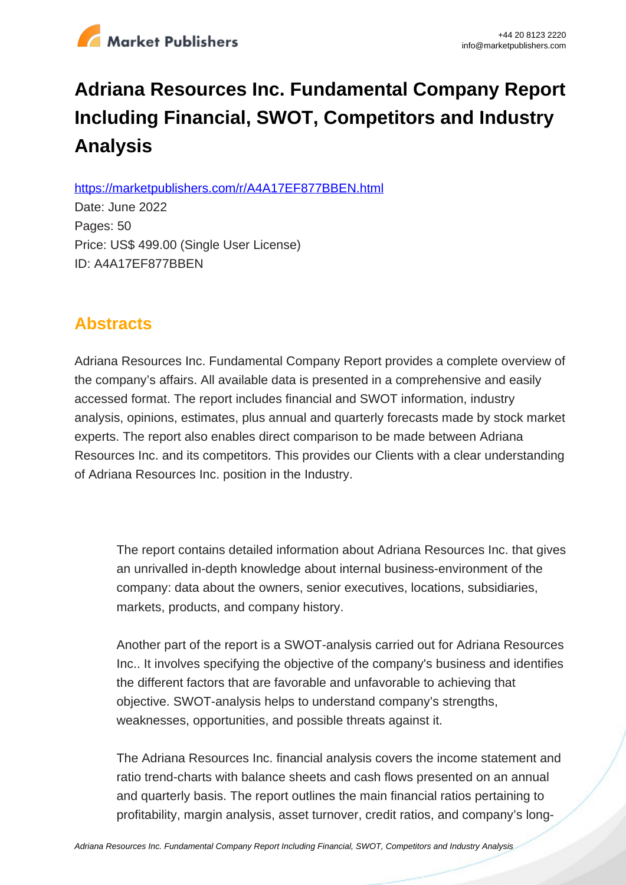# Adriana Resources Inc. Fundamental Company Report Including Financial, SWOT, Competitors and Industry Analysis

https://marketpublishers.com/r/A4A17EF877BBEN.html

Date: June 2022

Pages: 50

Price: US$ 499.00 (Single User License)

ID: A4A17EF877BBEN

## Abstracts

Adriana Resources Inc. Fundamental Company Report provides a complete overview of the company's affairs. All available data is presented in a comprehensive and easily accessed format. The report includes financial and SWOT information, industry analysis, opinions, estimates, plus annual and quarterly forecasts made by stock market experts. The report also enables direct comparison to be made between Adriana Resources Inc. and its competitors. This provides our Clients with a clear understanding of Adriana Resources Inc. position in the Industry.

The report contains detailed information about Adriana Resources Inc. that gives an unrivalled in-depth knowledge about internal business-environment of the company: data about the owners, senior executives, locations, subsidiaries, markets, products, and company history.

Another part of the report is a SWOT-analysis carried out for Adriana Resources Inc.. It involves specifying the objective of the company's business and identifies the different factors that are favorable and unfavorable to achieving that objective. SWOT-analysis helps to understand company's strengths, weaknesses, opportunities, and possible threats against it.

The Adriana Resources Inc. financial analysis covers the income statement and ratio trend-charts with balance sheets and cash flows presented on an annual and quarterly basis. The report outlines the main financial ratios pertaining to profitability, margin analysis, asset turnover, credit ratios, and company's long-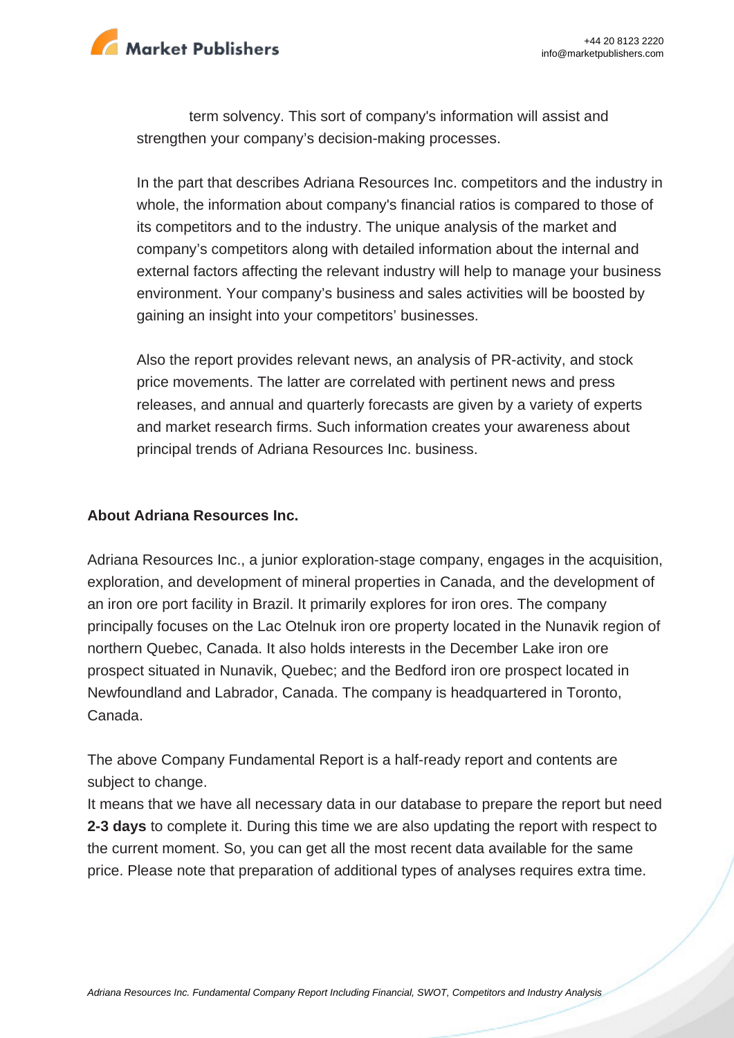term solvency. This sort of company's information will assist and strengthen your company's decision-making processes.

In the part that describes Adriana Resources Inc. competitors and the industry in whole, the information about company's financial ratios is compared to those of its competitors and to the industry. The unique analysis of the market and company's competitors along with detailed information about the internal and external factors affecting the relevant industry will help to manage your business environment. Your company's business and sales activities will be boosted by gaining an insight into your competitors' businesses.

Also the report provides relevant news, an analysis of PR-activity, and stock price movements. The latter are correlated with pertinent news and press releases, and annual and quarterly forecasts are given by a variety of experts and market research firms. Such information creates your awareness about principal trends of Adriana Resources Inc. business.

**About Adriana Resources Inc.**

Adriana Resources Inc., a junior exploration-stage company, engages in the acquisition, exploration, and development of mineral properties in Canada, and the development of an iron ore port facility in Brazil. It primarily explores for iron ores. The company principally focuses on the Lac Otelnuk iron ore property located in the Nunavik region of northern Quebec, Canada. It also holds interests in the December Lake iron ore prospect situated in Nunavik, Quebec; and the Bedford iron ore prospect located in Newfoundland and Labrador, Canada. The company is headquartered in Toronto, Canada.

The above Company Fundamental Report is a half-ready report and contents are subject to change.

It means that we have all necessary data in our database to prepare the report but need **2-3 days** to complete it. During this time we are also updating the report with respect to the current moment. So, you can get all the most recent data available for the same price. Please note that preparation of additional types of analyses requires extra time.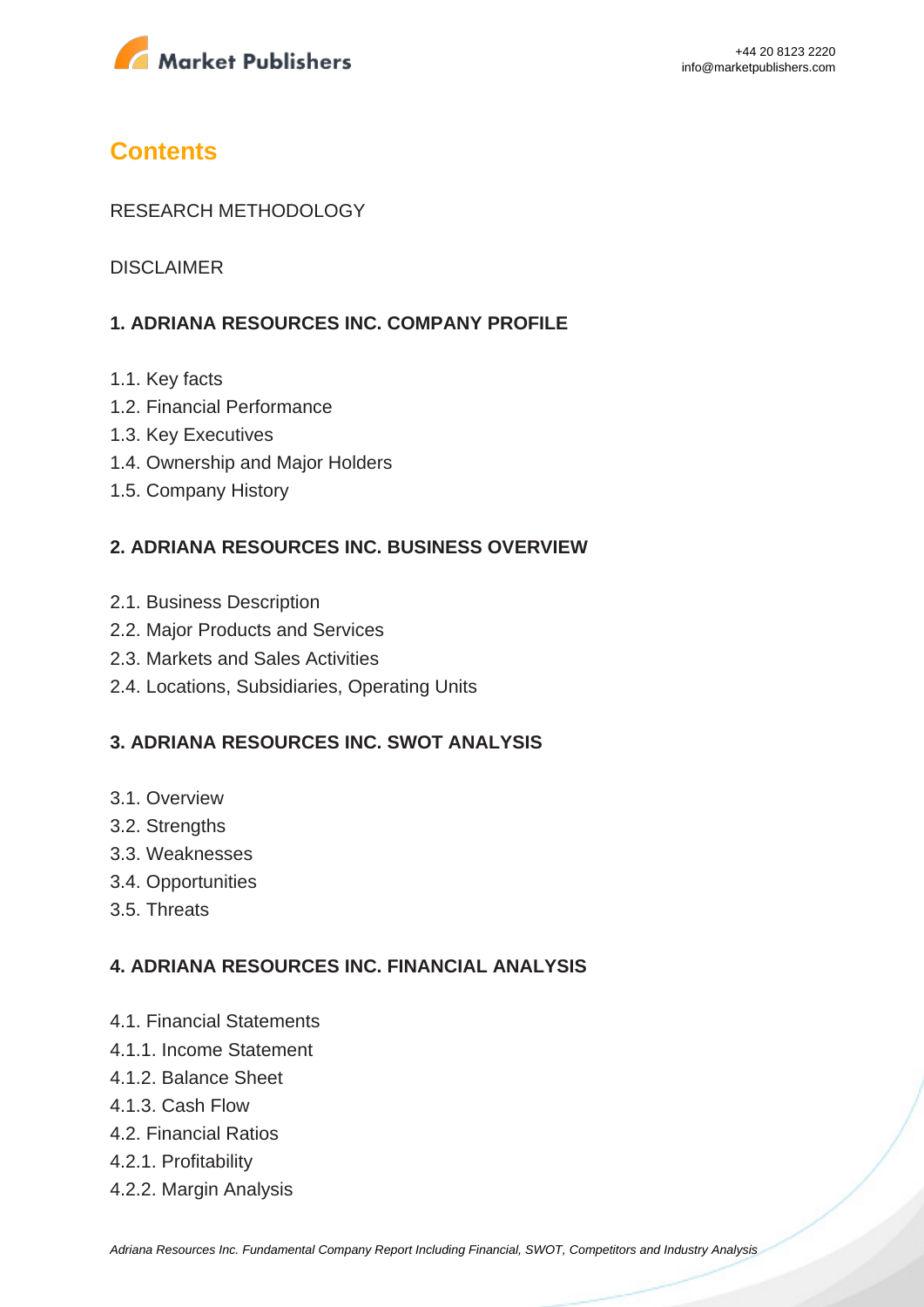# Contents

RESEARCH METHODOLOGY

DISCLAIMER

**1. ADRIANA RESOURCES INC. COMPANY PROFILE**

1.1. Key facts
1.2. Financial Performance
1.3. Key Executives
1.4. Ownership and Major Holders
1.5. Company History

**2. ADRIANA RESOURCES INC. BUSINESS OVERVIEW**

2.1. Business Description
2.2. Major Products and Services
2.3. Markets and Sales Activities
2.4. Locations, Subsidiaries, Operating Units

**3. ADRIANA RESOURCES INC. SWOT ANALYSIS**

3.1. Overview
3.2. Strengths
3.3. Weaknesses
3.4. Opportunities
3.5. Threats

**4. ADRIANA RESOURCES INC. FINANCIAL ANALYSIS**

4.1. Financial Statements
4.1.1. Income Statement
4.1.2. Balance Sheet
4.1.3. Cash Flow
4.2. Financial Ratios
4.2.1. Profitability
4.2.2. Margin Analysis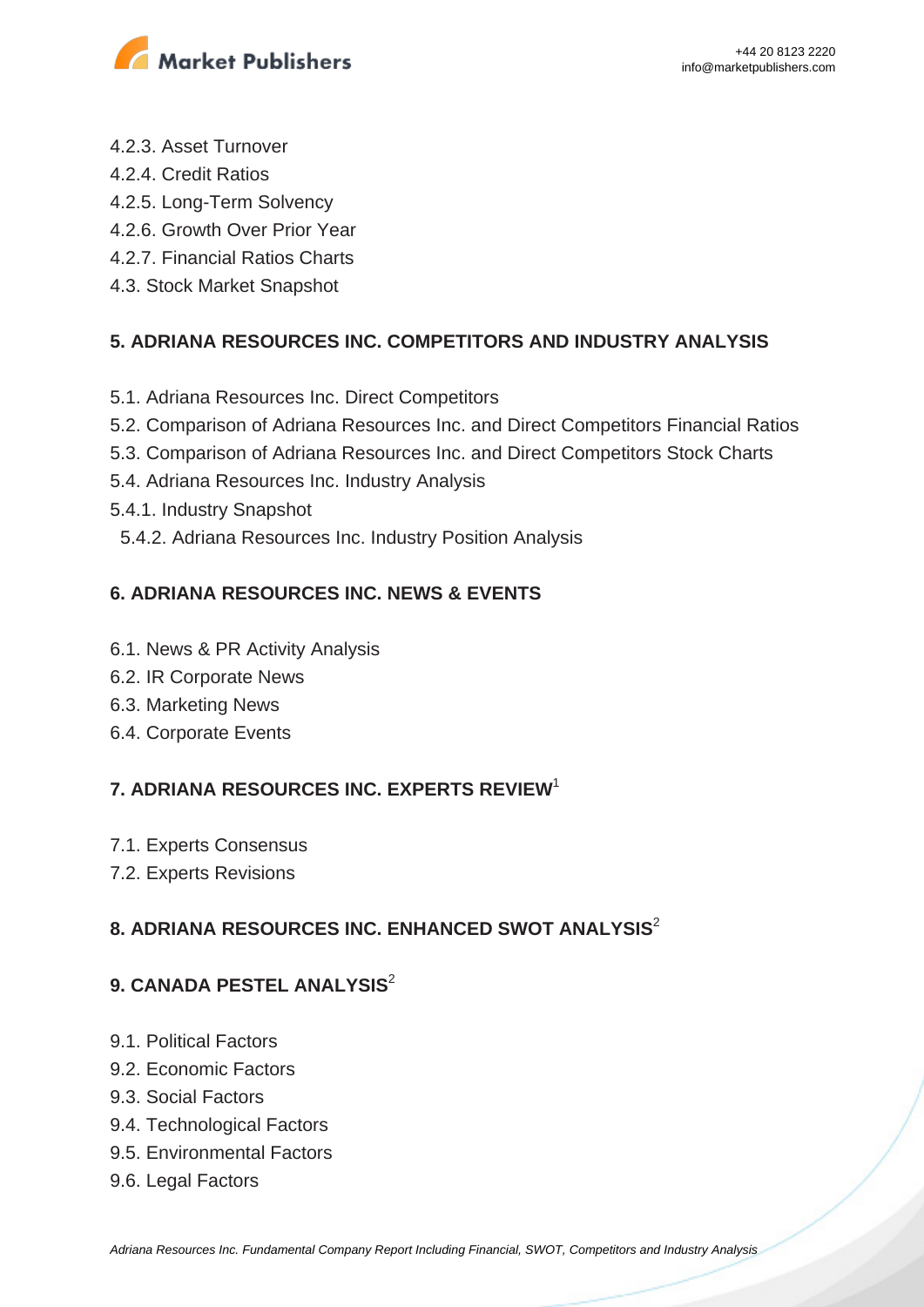4.2.3. Asset Turnover
4.2.4. Credit Ratios
4.2.5. Long-Term Solvency
4.2.6. Growth Over Prior Year
4.2.7. Financial Ratios Charts
4.3. Stock Market Snapshot

**5. ADRIANA RESOURCES INC. COMPETITORS AND INDUSTRY ANALYSIS**

5.1. Adriana Resources Inc. Direct Competitors
5.2. Comparison of Adriana Resources Inc. and Direct Competitors Financial Ratios
5.3. Comparison of Adriana Resources Inc. and Direct Competitors Stock Charts
5.4. Adriana Resources Inc. Industry Analysis
5.4.1. Industry Snapshot
5.4.2. Adriana Resources Inc. Industry Position Analysis

**6. ADRIANA RESOURCES INC. NEWS & EVENTS**

6.1. News & PR Activity Analysis
6.2. IR Corporate News
6.3. Marketing News
6.4. Corporate Events

**7. ADRIANA RESOURCES INC. EXPERTS REVIEW**[1]

7.1. Experts Consensus
7.2. Experts Revisions

**8. ADRIANA RESOURCES INC. ENHANCED SWOT ANALYSIS**[2]

**9. CANADA PESTEL ANALYSIS**[2]

9.1. Political Factors
9.2. Economic Factors
9.3. Social Factors
9.4. Technological Factors
9.5. Environmental Factors
9.6. Legal Factors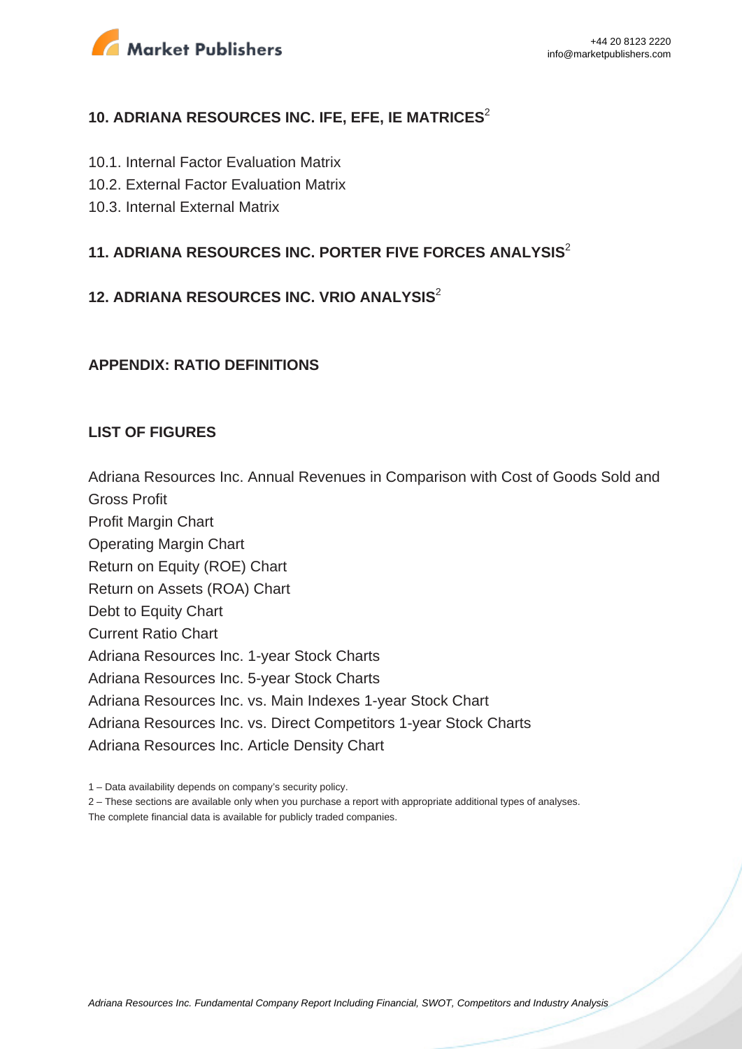## 10. ADRIANA RESOURCES INC. IFE, EFE, IE MATRICES[2]

10.1. Internal Factor Evaluation Matrix
10.2. External Factor Evaluation Matrix
10.3. Internal External Matrix

## 11. ADRIANA RESOURCES INC. PORTER FIVE FORCES ANALYSIS[2]

## 12. ADRIANA RESOURCES INC. VRIO ANALYSIS[2]

## APPENDIX: RATIO DEFINITIONS

## LIST OF FIGURES

Adriana Resources Inc. Annual Revenues in Comparison with Cost of Goods Sold and Gross Profit
Profit Margin Chart
Operating Margin Chart
Return on Equity (ROE) Chart
Return on Assets (ROA) Chart
Debt to Equity Chart
Current Ratio Chart
Adriana Resources Inc. 1-year Stock Charts
Adriana Resources Inc. 5-year Stock Charts
Adriana Resources Inc. vs. Main Indexes 1-year Stock Chart
Adriana Resources Inc. vs. Direct Competitors 1-year Stock Charts
Adriana Resources Inc. Article Density Chart

1 – Data availability depends on company's security policy.
2 – These sections are available only when you purchase a report with appropriate additional types of analyses.
The complete financial data is available for publicly traded companies.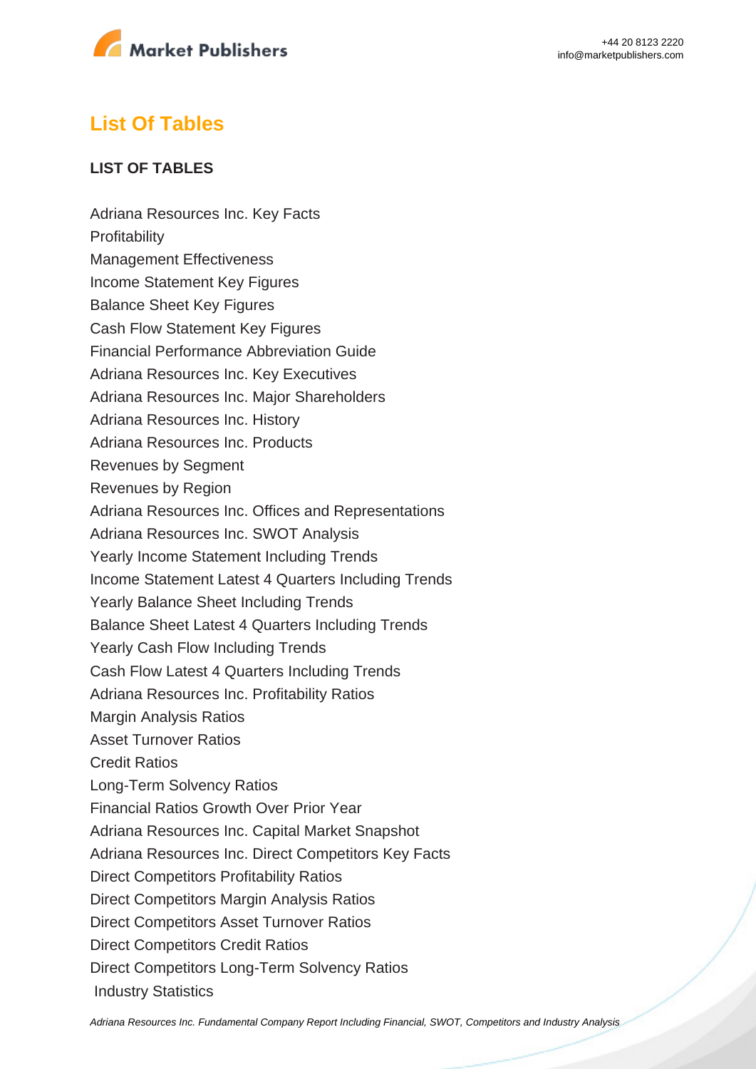## List Of Tables

**LIST OF TABLES**

Adriana Resources Inc. Key Facts
Profitability
Management Effectiveness
Income Statement Key Figures
Balance Sheet Key Figures
Cash Flow Statement Key Figures
Financial Performance Abbreviation Guide
Adriana Resources Inc. Key Executives
Adriana Resources Inc. Major Shareholders
Adriana Resources Inc. History
Adriana Resources Inc. Products
Revenues by Segment
Revenues by Region
Adriana Resources Inc. Offices and Representations
Adriana Resources Inc. SWOT Analysis
Yearly Income Statement Including Trends
Income Statement Latest 4 Quarters Including Trends
Yearly Balance Sheet Including Trends
Balance Sheet Latest 4 Quarters Including Trends
Yearly Cash Flow Including Trends
Cash Flow Latest 4 Quarters Including Trends
Adriana Resources Inc. Profitability Ratios
Margin Analysis Ratios
Asset Turnover Ratios
Credit Ratios
Long-Term Solvency Ratios
Financial Ratios Growth Over Prior Year
Adriana Resources Inc. Capital Market Snapshot
Adriana Resources Inc. Direct Competitors Key Facts
Direct Competitors Profitability Ratios
Direct Competitors Margin Analysis Ratios
Direct Competitors Asset Turnover Ratios
Direct Competitors Credit Ratios
Direct Competitors Long-Term Solvency Ratios
Industry Statistics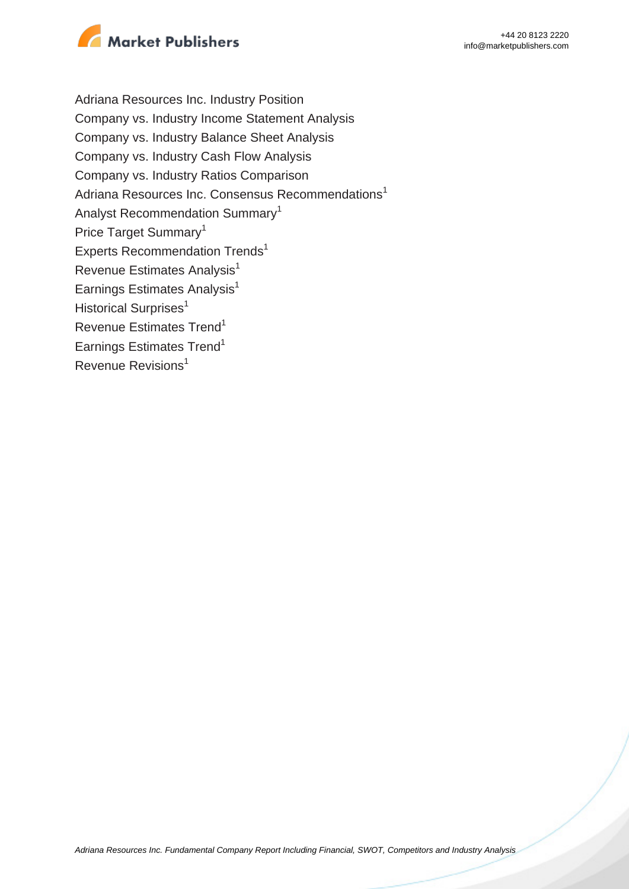Adriana Resources Inc. Industry Position
Company vs. Industry Income Statement Analysis
Company vs. Industry Balance Sheet Analysis
Company vs. Industry Cash Flow Analysis
Company vs. Industry Ratios Comparison
Adriana Resources Inc. Consensus Recommendations[1]
Analyst Recommendation Summary[1]
Price Target Summary[1]
Experts Recommendation Trends[1]
Revenue Estimates Analysis[1]
Earnings Estimates Analysis[1]
Historical Surprises[1]
Revenue Estimates Trend[1]
Earnings Estimates Trend[1]
Revenue Revisions[1]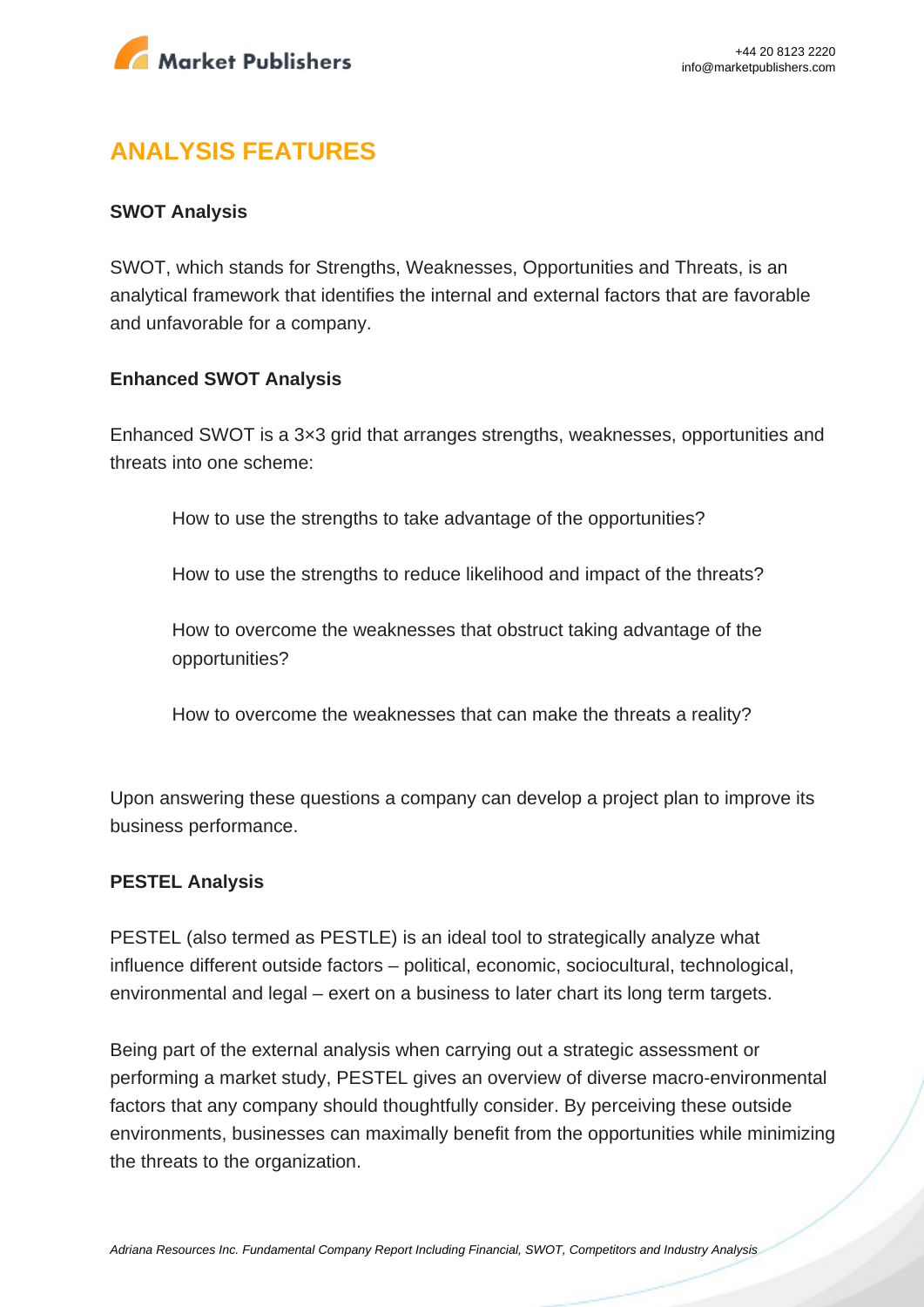## ANALYSIS FEATURES

**SWOT Analysis**

SWOT, which stands for Strengths, Weaknesses, Opportunities and Threats, is an analytical framework that identifies the internal and external factors that are favorable and unfavorable for a company.

**Enhanced SWOT Analysis**

Enhanced SWOT is a 3×3 grid that arranges strengths, weaknesses, opportunities and threats into one scheme:

> How to use the strengths to take advantage of the opportunities?
>
> How to use the strengths to reduce likelihood and impact of the threats?
>
> How to overcome the weaknesses that obstruct taking advantage of the opportunities?
>
> How to overcome the weaknesses that can make the threats a reality?

Upon answering these questions a company can develop a project plan to improve its business performance.

**PESTEL Analysis**

PESTEL (also termed as PESTLE) is an ideal tool to strategically analyze what influence different outside factors – political, economic, sociocultural, technological, environmental and legal – exert on a business to later chart its long term targets.

Being part of the external analysis when carrying out a strategic assessment or performing a market study, PESTEL gives an overview of diverse macro-environmental factors that any company should thoughtfully consider. By perceiving these outside environments, businesses can maximally benefit from the opportunities while minimizing the threats to the organization.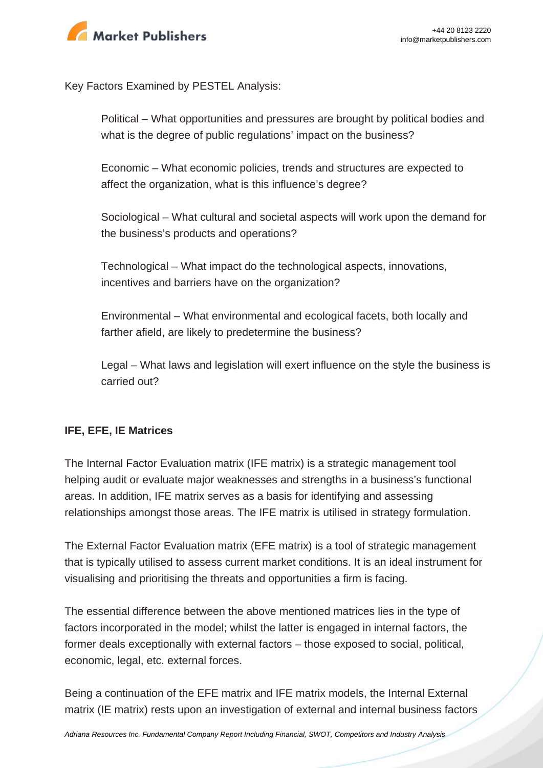Key Factors Examined by PESTEL Analysis:

- Political – What opportunities and pressures are brought by political bodies and what is the degree of public regulations' impact on the business?
- Economic – What economic policies, trends and structures are expected to affect the organization, what is this influence's degree?
- Sociological – What cultural and societal aspects will work upon the demand for the business's products and operations?
- Technological – What impact do the technological aspects, innovations, incentives and barriers have on the organization?
- Environmental – What environmental and ecological facets, both locally and farther afield, are likely to predetermine the business?
- Legal – What laws and legislation will exert influence on the style the business is carried out?

**IFE, EFE, IE Matrices**

The Internal Factor Evaluation matrix (IFE matrix) is a strategic management tool helping audit or evaluate major weaknesses and strengths in a business's functional areas. In addition, IFE matrix serves as a basis for identifying and assessing relationships amongst those areas. The IFE matrix is utilised in strategy formulation.

The External Factor Evaluation matrix (EFE matrix) is a tool of strategic management that is typically utilised to assess current market conditions. It is an ideal instrument for visualising and prioritising the threats and opportunities a firm is facing.

The essential difference between the above mentioned matrices lies in the type of factors incorporated in the model; whilst the latter is engaged in internal factors, the former deals exceptionally with external factors – those exposed to social, political, economic, legal, etc. external forces.

Being a continuation of the EFE matrix and IFE matrix models, the Internal External matrix (IE matrix) rests upon an investigation of external and internal business factors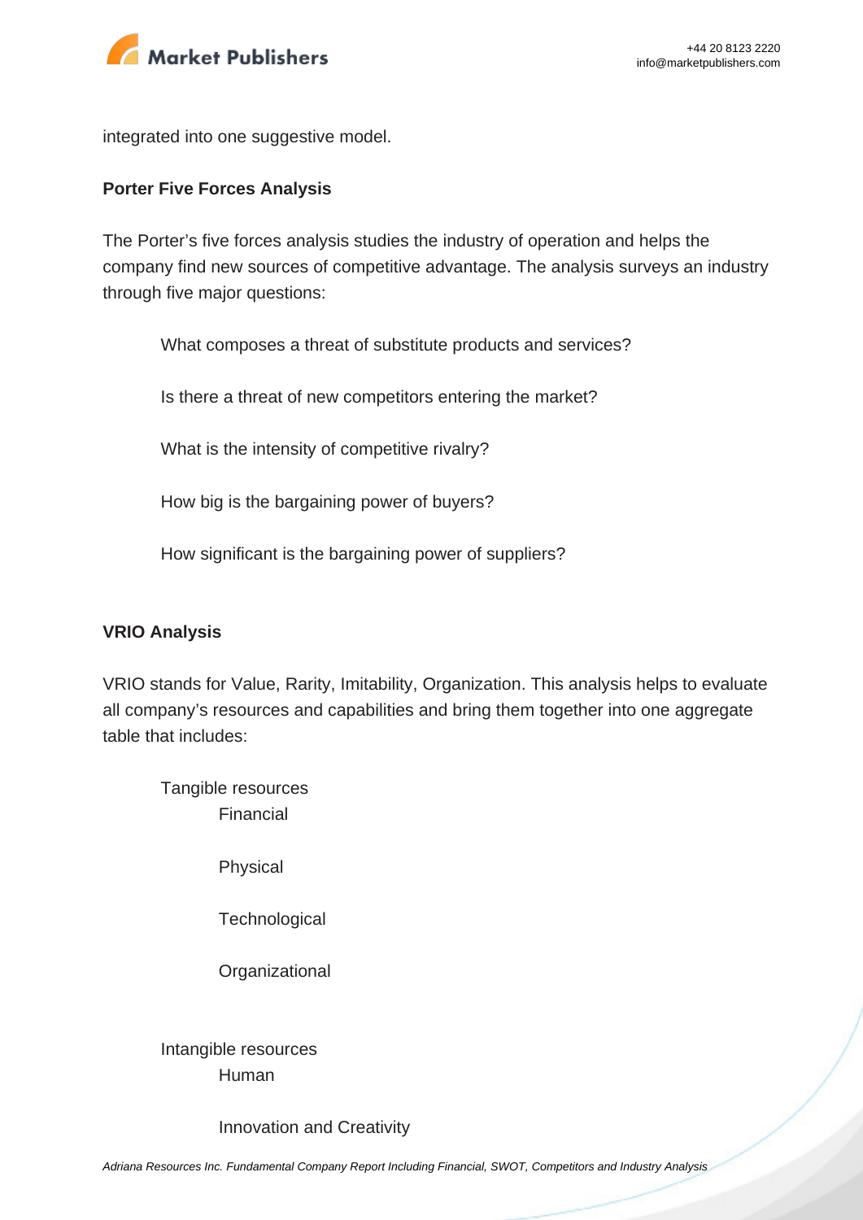integrated into one suggestive model.

**Porter Five Forces Analysis**

The Porter's five forces analysis studies the industry of operation and helps the company find new sources of competitive advantage. The analysis surveys an industry through five major questions:

- What composes a threat of substitute products and services?
- Is there a threat of new competitors entering the market?
- What is the intensity of competitive rivalry?
- How big is the bargaining power of buyers?
- How significant is the bargaining power of suppliers?

**VRIO Analysis**

VRIO stands for Value, Rarity, Imitability, Organization. This analysis helps to evaluate all company's resources and capabilities and bring them together into one aggregate table that includes:

- Tangible resources
  - Financial
  - Physical
  - Technological
  - Organizational
- Intangible resources
  - Human
  - Innovation and Creativity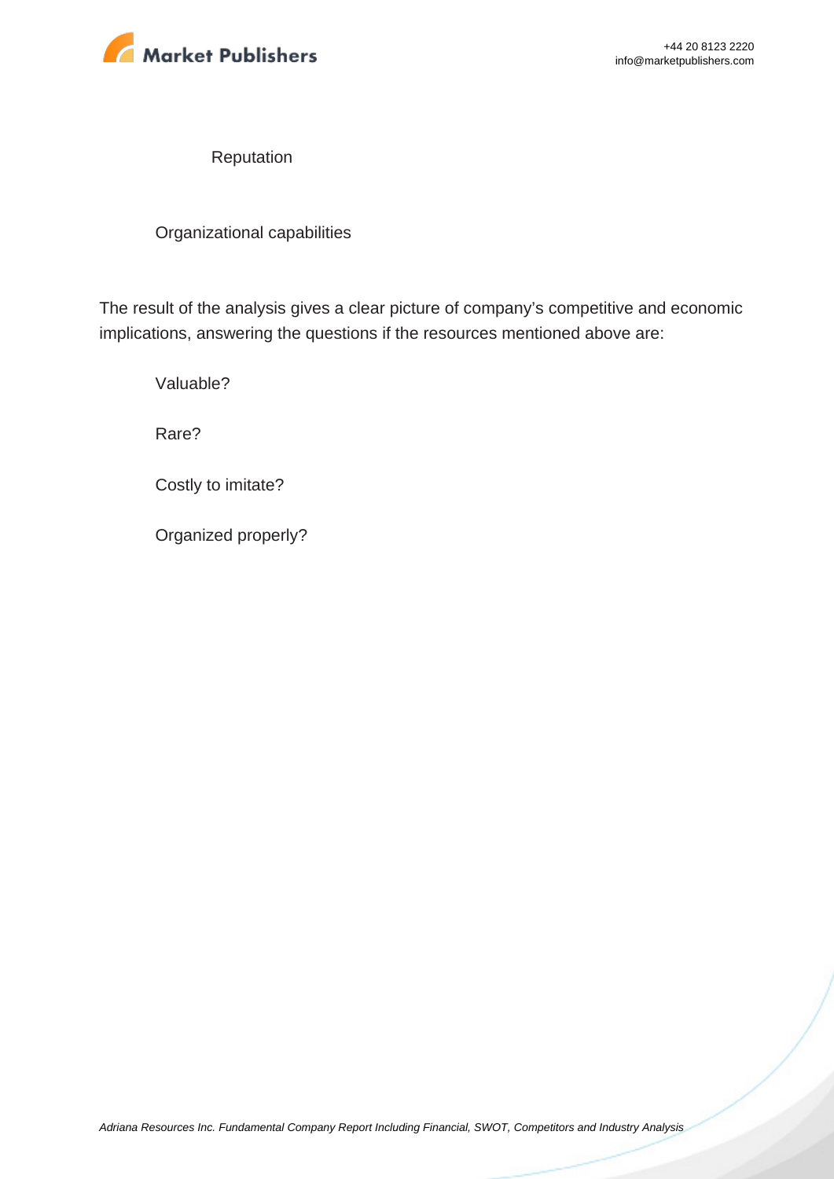- Reputation
- Organizational capabilities

The result of the analysis gives a clear picture of company's competitive and economic implications, answering the questions if the resources mentioned above are:

- Valuable?
- Rare?
- Costly to imitate?
- Organized properly?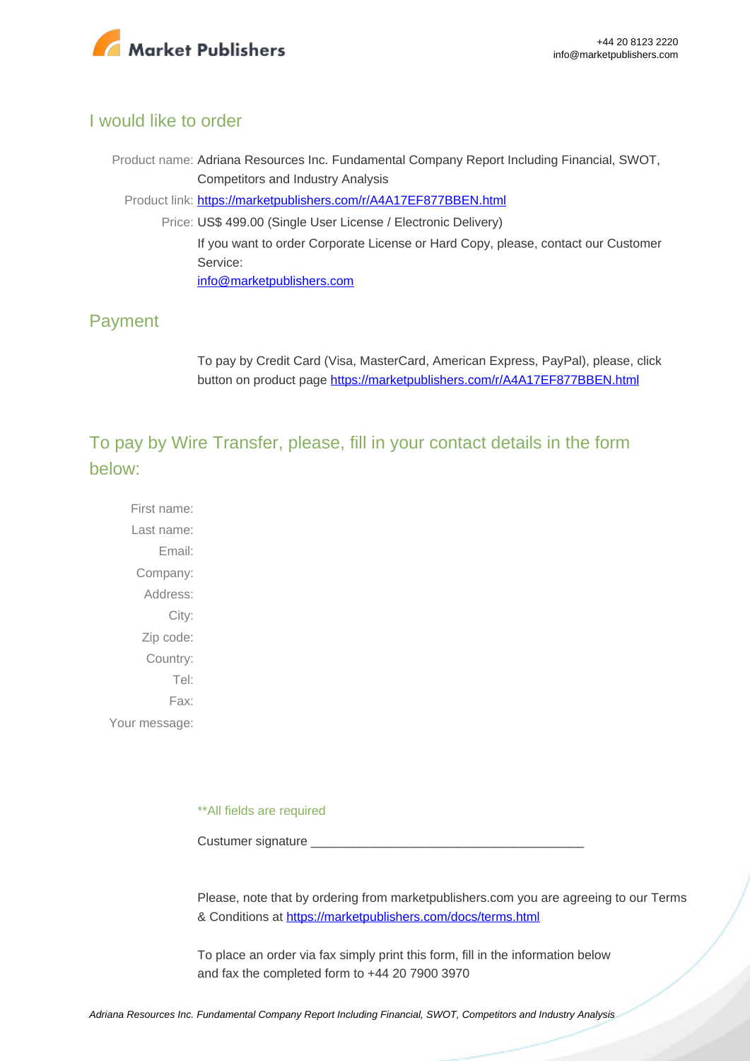## I would like to order

Product name: Adriana Resources Inc. Fundamental Company Report Including Financial, SWOT, Competitors and Industry Analysis

Product link: [https://marketpublishers.com/r/A4A17EF877BBEN.html](https://marketpublishers.com/r/A4A17EF877BBEN.html)

Price: US$ 499.00 (Single User License / Electronic Delivery)

If you want to order Corporate License or Hard Copy, please, contact our Customer Service:

[info@marketpublishers.com](mailto:info@marketpublishers.com)

## Payment

To pay by Credit Card (Visa, MasterCard, American Express, PayPal), please, click button on product page [https://marketpublishers.com/r/A4A17EF877BBEN.html](https://marketpublishers.com/r/A4A17EF877BBEN.html)

## To pay by Wire Transfer, please, fill in your contact details in the form below:

First name:

Last name:

Email:

Company:

Address:

City:

Zip code:

Country:

Tel:

Fax:

Your message:

**All fields are required

Custumer signature ________________________________________

Please, note that by ordering from marketpublishers.com you are agreeing to our Terms & Conditions at [https://marketpublishers.com/docs/terms.html](https://marketpublishers.com/docs/terms.html)

To place an order via fax simply print this form, fill in the information below and fax the completed form to +44 20 7900 3970